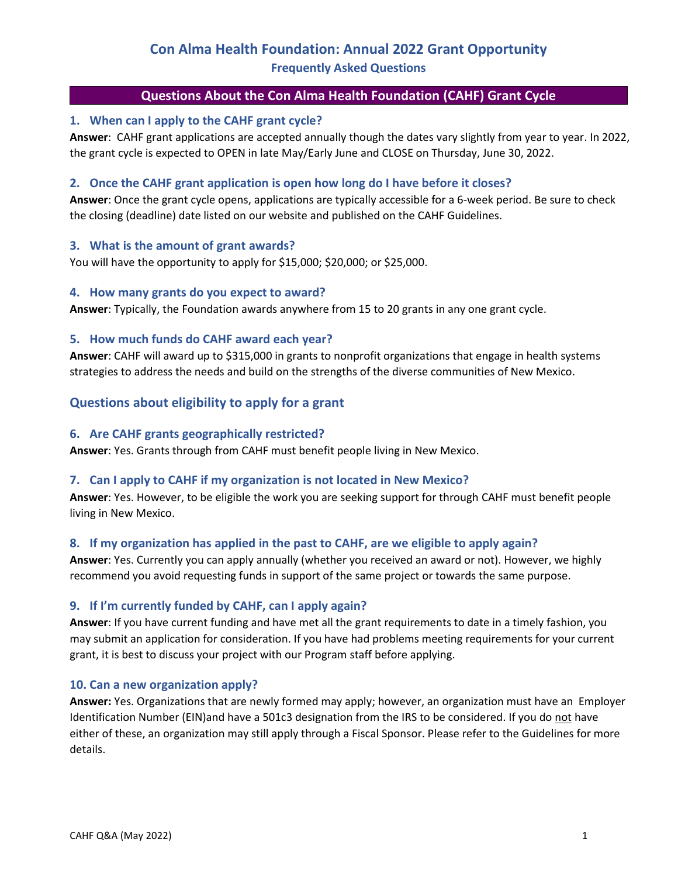# Con Alma Health Foundation: Annual 2022 Grant Opportunity

## Frequently Asked Questions

## Questions About the Con Alma Health Foundation (CAHF) Grant Cycle

### 1. When can I apply to the CAHF grant cycle?

**Answer**: CAHF grant applications are accepted annually though the dates vary slightly from year to year. In 2022, the grant cycle is expected to OPEN in late May/Early June and CLOSE on Thursday, June 30, 2022.

### 2. Once the CAHF grant application is open how long do I have before it closes?

**Answer**: Once the grant cycle opens, applications are typically accessible for a 6-week period. Be sure to check the closing (deadline) date listed on our website and published on the CAHF Guidelines.

### 3. What is the amount of grant awards?

You will have the opportunity to apply for $15,000; $20,000; or $25,000.

### 4. How many grants do you expect to award?

**Answer**: Typically, the Foundation awards anywhere from 15 to 20 grants in any one grant cycle.

### 5. How much funds do CAHF award each year?

**Answer**: CAHF will award up to $315,000 in grants to nonprofit organizations that engage in health systems strategies to address the needs and build on the strengths of the diverse communities of New Mexico.

## Questions about eligibility to apply for a grant

### 6. Are CAHF grants geographically restricted?

**Answer**: Yes. Grants through from CAHF must benefit people living in New Mexico.

### 7. Can I apply to CAHF if my organization is not located in New Mexico?

**Answer**: Yes. However, to be eligible the work you are seeking support for through CAHF must benefit people living in New Mexico.

### 8. If my organization has applied in the past to CAHF, are we eligible to apply again?

**Answer**: Yes. Currently you can apply annually (whether you received an award or not). However, we highly recommend you avoid requesting funds in support of the same project or towards the same purpose.

### 9. If I'm currently funded by CAHF, can I apply again?

**Answer**: If you have current funding and have met all the grant requirements to date in a timely fashion, you may submit an application for consideration. If you have had problems meeting requirements for your current grant, it is best to discuss your project with our Program staff before applying.

### 10. Can a new organization apply?

**Answer:** Yes. Organizations that are newly formed may apply; however, an organization must have an Employer Identification Number (EIN)and have a 501c3 designation from the IRS to be considered. If you do not have either of these, an organization may still apply through a Fiscal Sponsor. Please refer to the Guidelines for more details.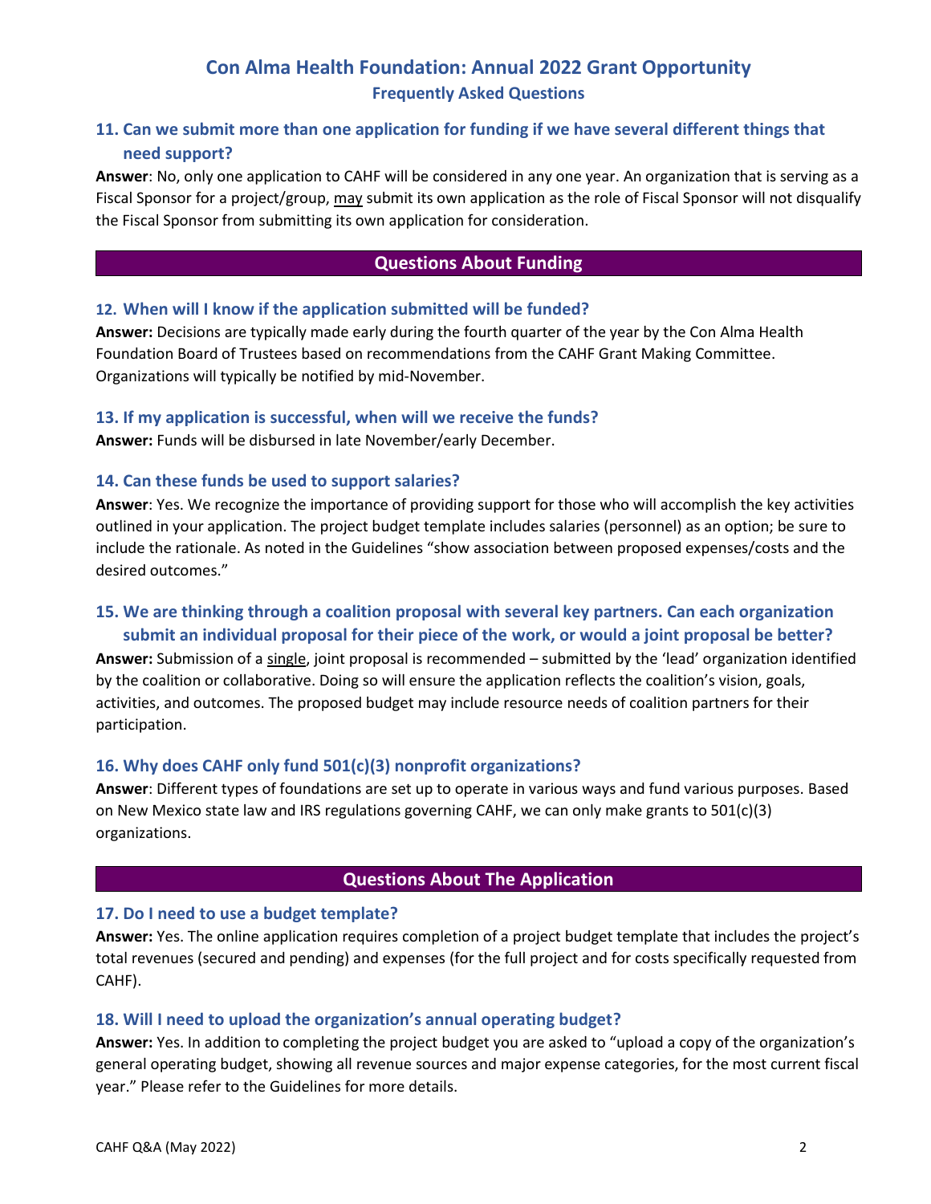### 11. Can we submit more than one application for funding if we have several different things that need support?

**Answer**: No, only one application to CAHF will be considered in any one year. An organization that is serving as a Fiscal Sponsor for a project/group, may submit its own application as the role of Fiscal Sponsor will not disqualify the Fiscal Sponsor from submitting its own application for consideration.

## Questions About Funding

### 12. When will I know if the application submitted will be funded?

**Answer:** Decisions are typically made early during the fourth quarter of the year by the Con Alma Health Foundation Board of Trustees based on recommendations from the CAHF Grant Making Committee. Organizations will typically be notified by mid-November.

### 13. If my application is successful, when will we receive the funds?

**Answer:** Funds will be disbursed in late November/early December.

### 14. Can these funds be used to support salaries?

**Answer**: Yes. We recognize the importance of providing support for those who will accomplish the key activities outlined in your application. The project budget template includes salaries (personnel) as an option; be sure to include the rationale. As noted in the Guidelines "show association between proposed expenses/costs and the desired outcomes."

### 15. We are thinking through a coalition proposal with several key partners. Can each organization submit an individual proposal for their piece of the work, or would a joint proposal be better?

**Answer:** Submission of a single, joint proposal is recommended – submitted by the 'lead' organization identified by the coalition or collaborative. Doing so will ensure the application reflects the coalition's vision, goals, activities, and outcomes. The proposed budget may include resource needs of coalition partners for their participation.

### 16. Why does CAHF only fund 501(c)(3) nonprofit organizations?

**Answer**: Different types of foundations are set up to operate in various ways and fund various purposes. Based on New Mexico state law and IRS regulations governing CAHF, we can only make grants to 501(c)(3) organizations.

## Questions About The Application

### 17. Do I need to use a budget template?

**Answer:** Yes. The online application requires completion of a project budget template that includes the project's total revenues (secured and pending) and expenses (for the full project and for costs specifically requested from CAHF).

### 18. Will I need to upload the organization's annual operating budget?

**Answer:** Yes. In addition to completing the project budget you are asked to "upload a copy of the organization's general operating budget, showing all revenue sources and major expense categories, for the most current fiscal year." Please refer to the Guidelines for more details.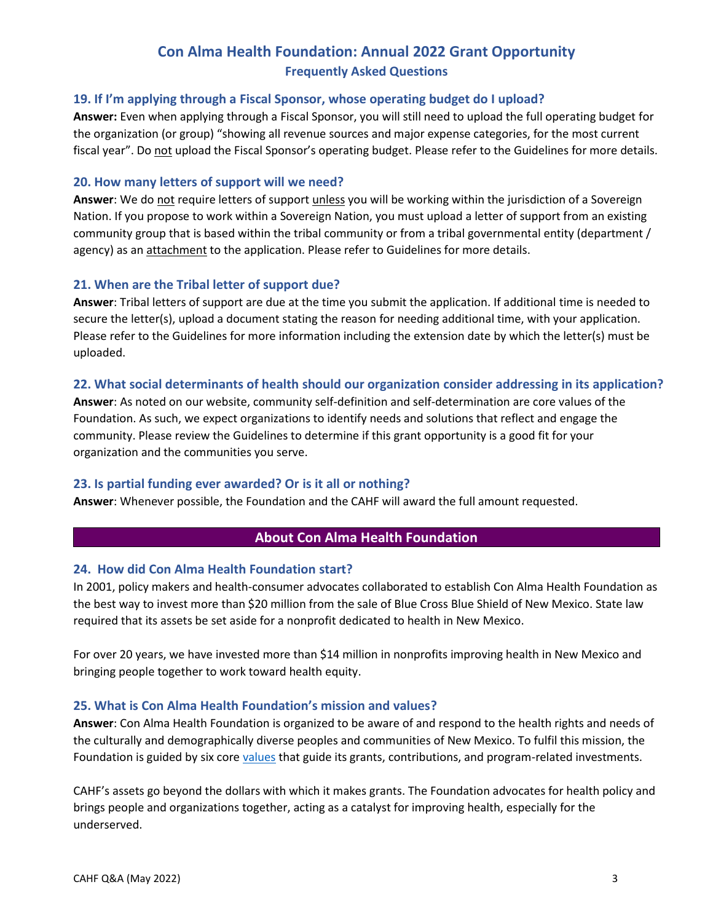# Con Alma Health Foundation: Annual 2022 Grant Opportunity

## Frequently Asked Questions

### 19. If I'm applying through a Fiscal Sponsor, whose operating budget do I upload?

**Answer:** Even when applying through a Fiscal Sponsor, you will still need to upload the full operating budget for the organization (or group) "showing all revenue sources and major expense categories, for the most current fiscal year". Do not upload the Fiscal Sponsor's operating budget. Please refer to the Guidelines for more details.

### 20. How many letters of support will we need?

**Answer**: We do not require letters of support unless you will be working within the jurisdiction of a Sovereign Nation. If you propose to work within a Sovereign Nation, you must upload a letter of support from an existing community group that is based within the tribal community or from a tribal governmental entity (department / agency) as an attachment to the application. Please refer to Guidelines for more details.

### 21. When are the Tribal letter of support due?

**Answer**: Tribal letters of support are due at the time you submit the application. If additional time is needed to secure the letter(s), upload a document stating the reason for needing additional time, with your application. Please refer to the Guidelines for more information including the extension date by which the letter(s) must be uploaded.

### 22. What social determinants of health should our organization consider addressing in its application?

**Answer**: As noted on our website, community self-definition and self-determination are core values of the Foundation. As such, we expect organizations to identify needs and solutions that reflect and engage the community. Please review the Guidelines to determine if this grant opportunity is a good fit for your organization and the communities you serve.

### 23. Is partial funding ever awarded? Or is it all or nothing?

**Answer**: Whenever possible, the Foundation and the CAHF will award the full amount requested.

## About Con Alma Health Foundation

### 24. How did Con Alma Health Foundation start?

In 2001, policy makers and health-consumer advocates collaborated to establish Con Alma Health Foundation as the best way to invest more than $20 million from the sale of Blue Cross Blue Shield of New Mexico. State law required that its assets be set aside for a nonprofit dedicated to health in New Mexico.

For over 20 years, we have invested more than $14 million in nonprofits improving health in New Mexico and bringing people together to work toward health equity.

### 25. What is Con Alma Health Foundation's mission and values?

**Answer**: Con Alma Health Foundation is organized to be aware of and respond to the health rights and needs of the culturally and demographically diverse peoples and communities of New Mexico. To fulfil this mission, the Foundation is guided by six core values that guide its grants, contributions, and program-related investments.

CAHF's assets go beyond the dollars with which it makes grants. The Foundation advocates for health policy and brings people and organizations together, acting as a catalyst for improving health, especially for the underserved.